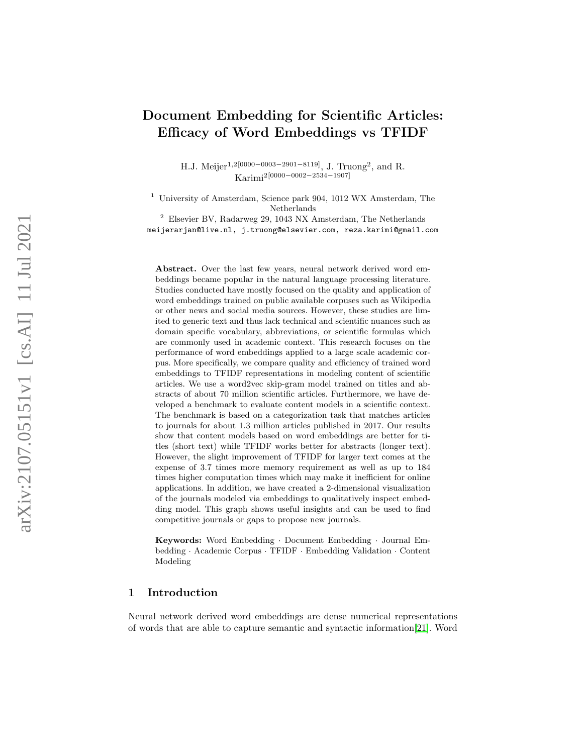# Document Embedding for Scientific Articles: Efficacy of Word Embeddings vs TFIDF

H.J. Meijer[1,2][0000−0003−2901−8119], J. Truong[2], and R. Karimi[2][0000−0002−2534−1907]

[1] University of Amsterdam, Science park 904, 1012 WX Amsterdam, The Netherlands

[2] Elsevier BV, Radarweg 29, 1043 NX Amsterdam, The Netherlands

meijerarjan@live.nl, j.truong@elsevier.com, reza.karimi@gmail.com

**Abstract.** Over the last few years, neural network derived word embeddings became popular in the natural language processing literature. Studies conducted have mostly focused on the quality and application of word embeddings trained on public available corpuses such as Wikipedia or other news and social media sources. However, these studies are limited to generic text and thus lack technical and scientific nuances such as domain specific vocabulary, abbreviations, or scientific formulas which are commonly used in academic context. This research focuses on the performance of word embeddings applied to a large scale academic corpus. More specifically, we compare quality and efficiency of trained word embeddings to TFIDF representations in modeling content of scientific articles. We use a word2vec skip-gram model trained on titles and abstracts of about 70 million scientific articles. Furthermore, we have developed a benchmark to evaluate content models in a scientific context. The benchmark is based on a categorization task that matches articles to journals for about 1.3 million articles published in 2017. Our results show that content models based on word embeddings are better for titles (short text) while TFIDF works better for abstracts (longer text). However, the slight improvement of TFIDF for larger text comes at the expense of 3.7 times more memory requirement as well as up to 184 times higher computation times which may make it inefficient for online applications. In addition, we have created a 2-dimensional visualization of the journals modeled via embeddings to qualitatively inspect embedding model. This graph shows useful insights and can be used to find competitive journals or gaps to propose new journals.

**Keywords:** Word Embedding · Document Embedding · Journal Embedding · Academic Corpus · TFIDF · Embedding Validation · Content Modeling

## 1 Introduction

Neural network derived word embeddings are dense numerical representations of words that are able to capture semantic and syntactic information[21]. Word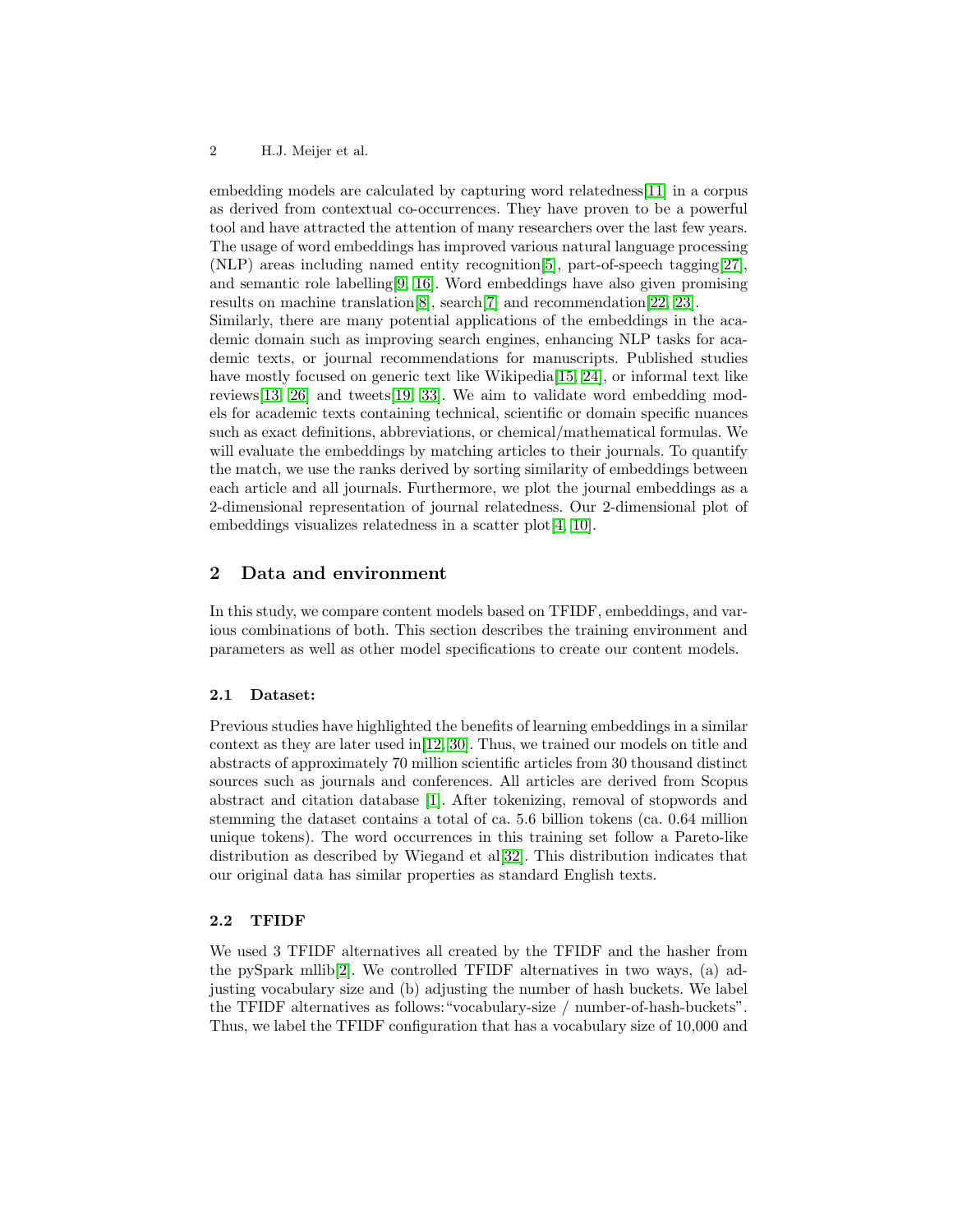embedding models are calculated by capturing word relatedness[11] in a corpus as derived from contextual co-occurrences. They have proven to be a powerful tool and have attracted the attention of many researchers over the last few years. The usage of word embeddings has improved various natural language processing (NLP) areas including named entity recognition[5], part-of-speech tagging[27], and semantic role labelling[9, 16]. Word embeddings have also given promising results on machine translation[8], search[7] and recommendation[22, 23].
Similarly, there are many potential applications of the embeddings in the academic domain such as improving search engines, enhancing NLP tasks for academic texts, or journal recommendations for manuscripts. Published studies have mostly focused on generic text like Wikipedia[15, 24], or informal text like reviews[13, 26] and tweets[19, 33]. We aim to validate word embedding models for academic texts containing technical, scientific or domain specific nuances such as exact definitions, abbreviations, or chemical/mathematical formulas. We will evaluate the embeddings by matching articles to their journals. To quantify the match, we use the ranks derived by sorting similarity of embeddings between each article and all journals. Furthermore, we plot the journal embeddings as a 2-dimensional representation of journal relatedness. Our 2-dimensional plot of embeddings visualizes relatedness in a scatter plot[4, 10].

## 2 Data and environment

In this study, we compare content models based on TFIDF, embeddings, and various combinations of both. This section describes the training environment and parameters as well as other model specifications to create our content models.

### 2.1 Dataset:

Previous studies have highlighted the benefits of learning embeddings in a similar context as they are later used in[12, 30]. Thus, we trained our models on title and abstracts of approximately 70 million scientific articles from 30 thousand distinct sources such as journals and conferences. All articles are derived from Scopus abstract and citation database [1]. After tokenizing, removal of stopwords and stemming the dataset contains a total of ca. 5.6 billion tokens (ca. 0.64 million unique tokens). The word occurrences in this training set follow a Pareto-like distribution as described by Wiegand et al[32]. This distribution indicates that our original data has similar properties as standard English texts.

### 2.2 TFIDF

We used 3 TFIDF alternatives all created by the TFIDF and the hasher from the pySpark mllib[2]. We controlled TFIDF alternatives in two ways, (a) adjusting vocabulary size and (b) adjusting the number of hash buckets. We label the TFIDF alternatives as follows: "vocabulary-size / number-of-hash-buckets". Thus, we label the TFIDF configuration that has a vocabulary size of 10,000 and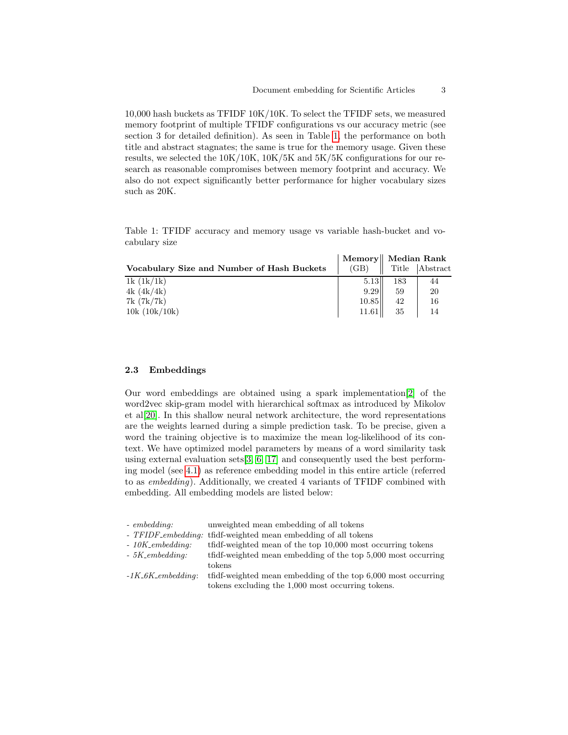10,000 hash buckets as TFIDF 10K/10K. To select the TFIDF sets, we measured memory footprint of multiple TFIDF configurations vs our accuracy metric (see section 3 for detailed definition). As seen in Table 1, the performance on both title and abstract stagnates; the same is true for the memory usage. Given these results, we selected the 10K/10K, 10K/5K and 5K/5K configurations for our research as reasonable compromises between memory footprint and accuracy. We also do not expect significantly better performance for higher vocabulary sizes such as 20K.

Table 1: TFIDF accuracy and memory usage vs variable hash-bucket and vocabulary size

| Vocabulary Size and Number of Hash Buckets | **Memory** (GB) | **Median Rank** Title | Abstract |
|---|---|---|---|
| 1k (1k/1k) | 5.13 | 183 | 44 |
| 4k (4k/4k) | 9.29 | 59 | 20 |
| 7k (7k/7k) | 10.85 | 42 | 16 |
| 10k (10k/10k) | 11.61 | 35 | 14 |

### 2.3 Embeddings

Our word embeddings are obtained using a spark implementation[2] of the word2vec skip-gram model with hierarchical softmax as introduced by Mikolov et al[20]. In this shallow neural network architecture, the word representations are the weights learned during a simple prediction task. To be precise, given a word the training objective is to maximize the mean log-likelihood of its context. We have optimized model parameters by means of a word similarity task using external evaluation sets[3, 6, 17] and consequently used the best performing model (see 4.1) as reference embedding model in this entire article (referred to as *embedding*). Additionally, we created 4 variants of TFIDF combined with embedding. All embedding models are listed below:

- *embedding:* unweighted mean embedding of all tokens
- *TFIDF_embedding:* tfidf-weighted mean embedding of all tokens
- *10K_embedding:* tfidf-weighted mean of the top 10,000 most occurring tokens
- *5K_embedding:* tfidf-weighted mean embedding of the top 5,000 most occurring tokens
- *1K_6K_embedding*: tfidf-weighted mean embedding of the top 6,000 most occurring tokens excluding the 1,000 most occurring tokens.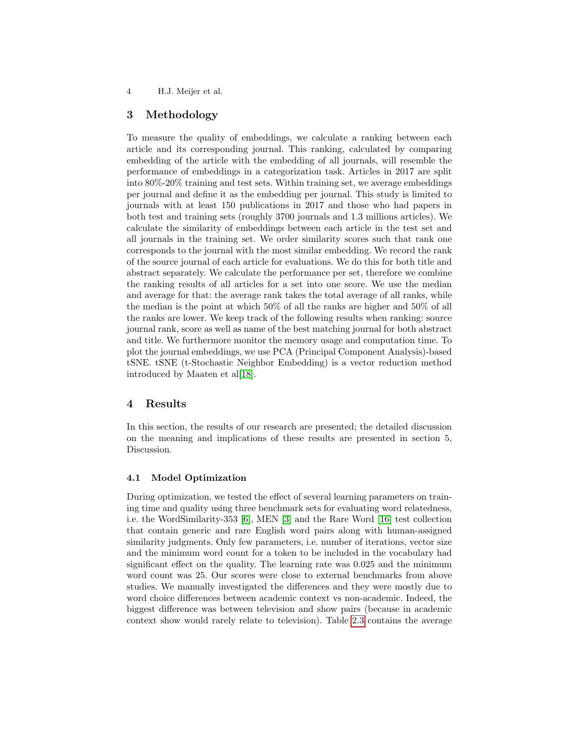## 3 Methodology

To measure the quality of embeddings, we calculate a ranking between each article and its corresponding journal. This ranking, calculated by comparing embedding of the article with the embedding of all journals, will resemble the performance of embeddings in a categorization task. Articles in 2017 are split into 80%-20% training and test sets. Within training set, we average embeddings per journal and define it as the embedding per journal. This study is limited to journals with at least 150 publications in 2017 and those who had papers in both test and training sets (roughly 3700 journals and 1.3 millions articles). We calculate the similarity of embeddings between each article in the test set and all journals in the training set. We order similarity scores such that rank one corresponds to the journal with the most similar embedding. We record the rank of the source journal of each article for evaluations. We do this for both title and abstract separately. We calculate the performance per set, therefore we combine the ranking results of all articles for a set into one score. We use the median and average for that: the average rank takes the total average of all ranks, while the median is the point at which 50% of all the ranks are higher and 50% of all the ranks are lower. We keep track of the following results when ranking: source journal rank, score as well as name of the best matching journal for both abstract and title. We furthermore monitor the memory usage and computation time. To plot the journal embeddings, we use PCA (Principal Component Analysis)-based tSNE. tSNE (t-Stochastic Neighbor Embedding) is a vector reduction method introduced by Maaten et al[18].

## 4 Results

In this section, the results of our research are presented; the detailed discussion on the meaning and implications of these results are presented in section 5, Discussion.

### 4.1 Model Optimization

During optimization, we tested the effect of several learning parameters on training time and quality using three benchmark sets for evaluating word relatedness, i.e. the WordSimilarity-353 [6], MEN [3] and the Rare Word [16] test collection that contain generic and rare English word pairs along with human-assigned similarity judgments. Only few parameters, i.e. number of iterations, vector size and the minimum word count for a token to be included in the vocabulary had significant effect on the quality. The learning rate was 0.025 and the minimum word count was 25. Our scores were close to external benchmarks from above studies. We manually investigated the differences and they were mostly due to word choice differences between academic context vs non-academic. Indeed, the biggest difference was between television and show pairs (because in academic context show would rarely relate to television). Table 2.3 contains the average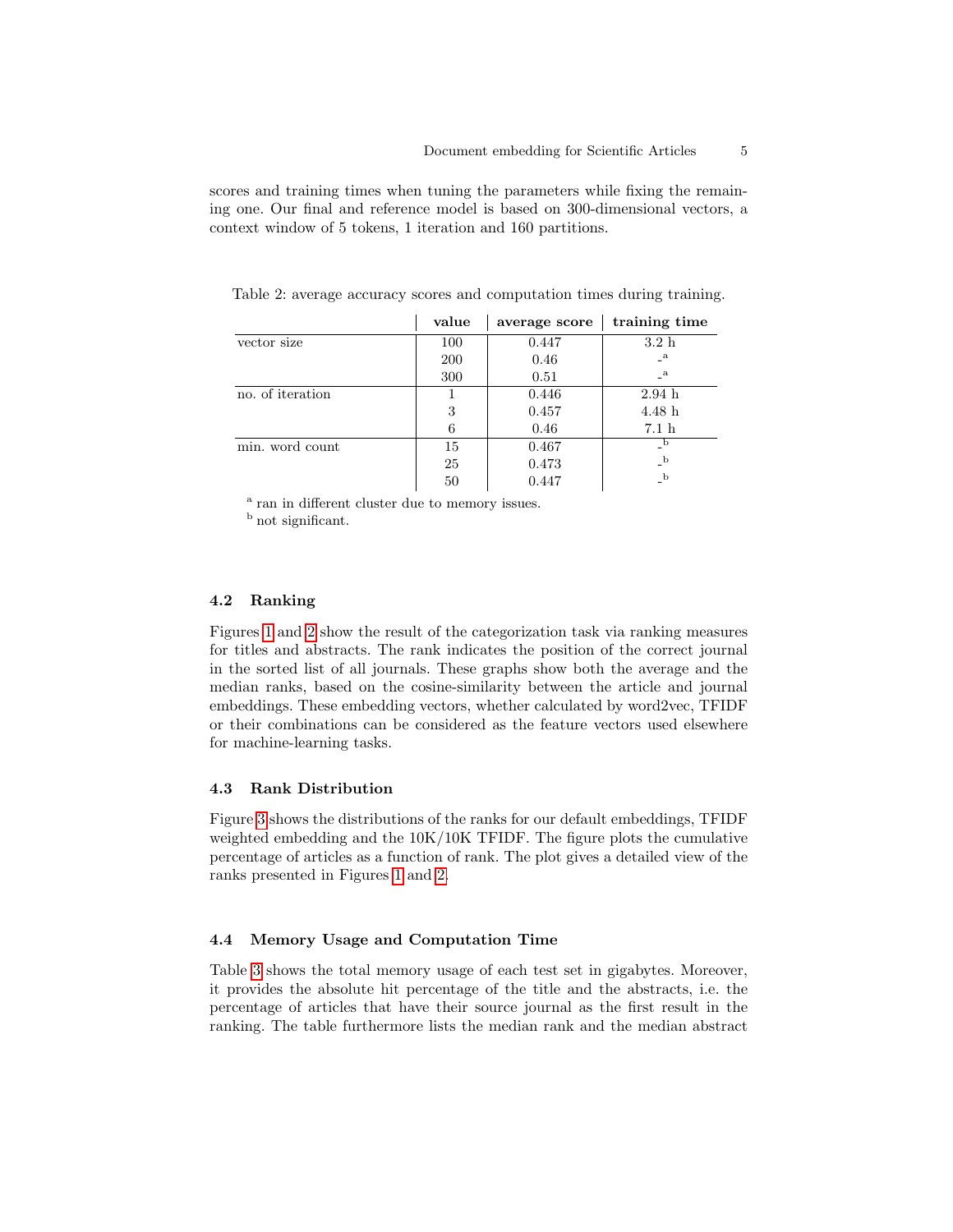scores and training times when tuning the parameters while fixing the remaining one. Our final and reference model is based on 300-dimensional vectors, a context window of 5 tokens, 1 iteration and 160 partitions.

Table 2: average accuracy scores and computation times during training.

| | value | average score | training time |
|---|---|---|---|
| vector size | 100 | 0.447 | 3.2 h |
| | 200 | 0.46 | -[a] |
| | 300 | 0.51 | -[a] |
| no. of iteration | 1 | 0.446 | 2.94 h |
| | 3 | 0.457 | 4.48 h |
| | 6 | 0.46 | 7.1 h |
| min. word count | 15 | 0.467 | -[b] |
| | 25 | 0.473 | -[b] |
| | 50 | 0.447 | -[b] |

[a] ran in different cluster due to memory issues.
[b] not significant.

### 4.2 Ranking

Figures 1 and 2 show the result of the categorization task via ranking measures for titles and abstracts. The rank indicates the position of the correct journal in the sorted list of all journals. These graphs show both the average and the median ranks, based on the cosine-similarity between the article and journal embeddings. These embedding vectors, whether calculated by word2vec, TFIDF or their combinations can be considered as the feature vectors used elsewhere for machine-learning tasks.

### 4.3 Rank Distribution

Figure 3 shows the distributions of the ranks for our default embeddings, TFIDF weighted embedding and the 10K/10K TFIDF. The figure plots the cumulative percentage of articles as a function of rank. The plot gives a detailed view of the ranks presented in Figures 1 and 2.

### 4.4 Memory Usage and Computation Time

Table 3 shows the total memory usage of each test set in gigabytes. Moreover, it provides the absolute hit percentage of the title and the abstracts, i.e. the percentage of articles that have their source journal as the first result in the ranking. The table furthermore lists the median rank and the median abstract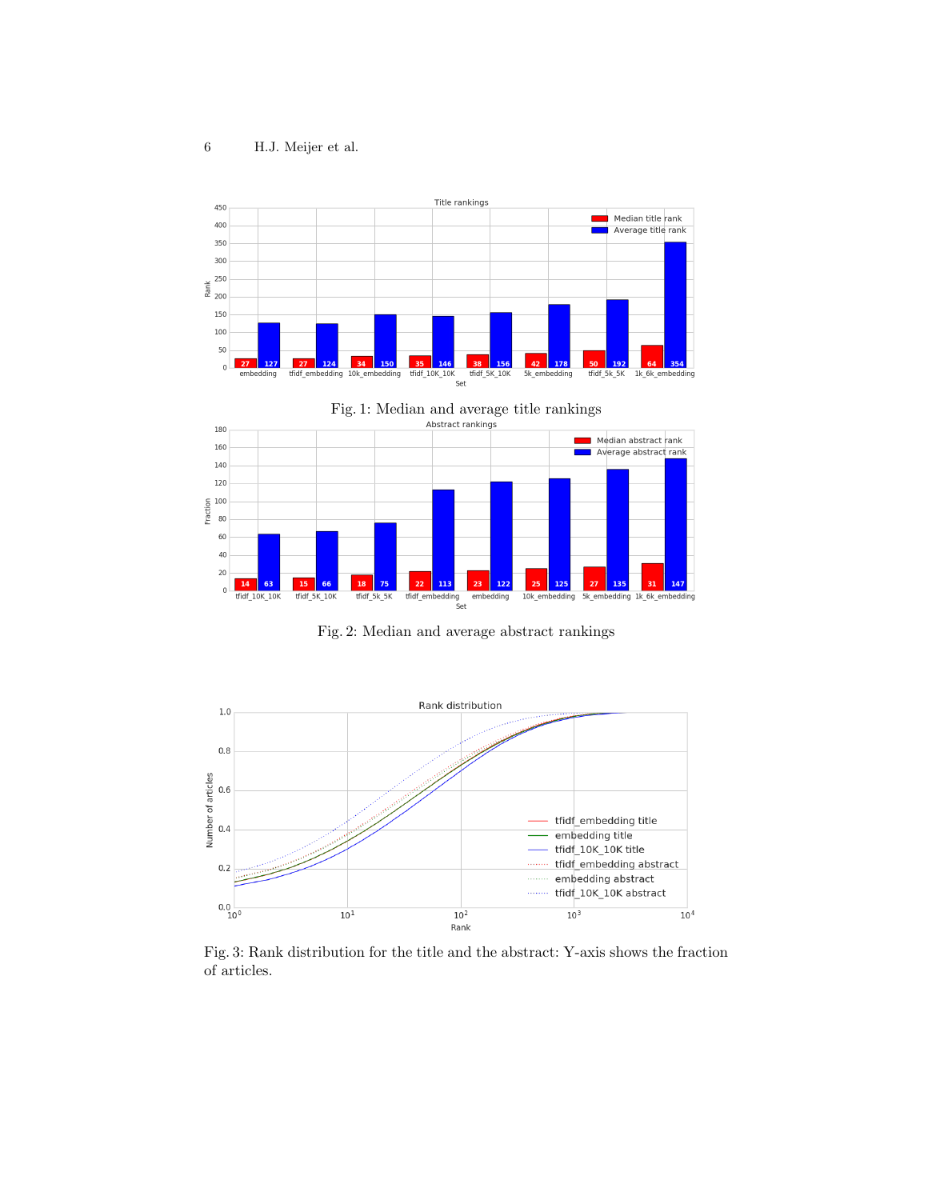Fig. 1: Median and average title rankings

Fig. 2: Median and average abstract rankings

Fig. 3: Rank distribution for the title and the abstract: Y-axis shows the fraction of articles.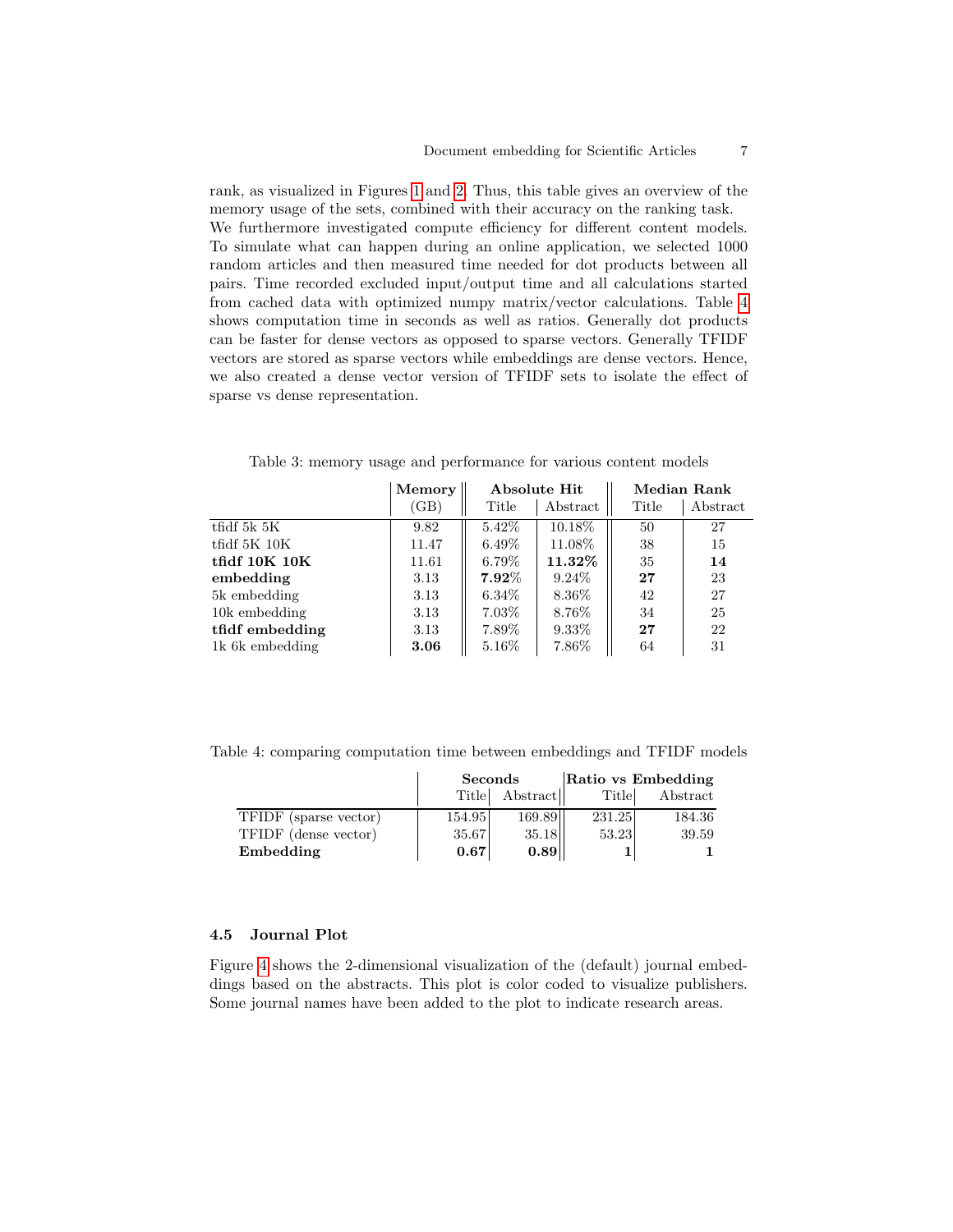rank, as visualized in Figures 1 and 2. Thus, this table gives an overview of the memory usage of the sets, combined with their accuracy on the ranking task.
We furthermore investigated compute efficiency for different content models. To simulate what can happen during an online application, we selected 1000 random articles and then measured time needed for dot products between all pairs. Time recorded excluded input/output time and all calculations started from cached data with optimized numpy matrix/vector calculations. Table 4 shows computation time in seconds as well as ratios. Generally dot products can be faster for dense vectors as opposed to sparse vectors. Generally TFIDF vectors are stored as sparse vectors while embeddings are dense vectors. Hence, we also created a dense vector version of TFIDF sets to isolate the effect of sparse vs dense representation.

Table 3: memory usage and performance for various content models

| | **Memory** | **Absolute Hit** | | **Median Rank** | |
|---|---|---|---|---|---|
| | (GB) | Title | Abstract | Title | Abstract |
| tfidf 5k 5K | 9.82 | 5.42% | 10.18% | 50 | 27 |
| tfidf 5K 10K | 11.47 | 6.49% | 11.08% | 38 | 15 |
| **tfidf 10K 10K** | 11.61 | 6.79% | **11.32%** | 35 | **14** |
| **embedding** | 3.13 | **7.92%** | 9.24% | **27** | 23 |
| 5k embedding | 3.13 | 6.34% | 8.36% | 42 | 27 |
| 10k embedding | 3.13 | 7.03% | 8.76% | 34 | 25 |
| **tfidf embedding** | 3.13 | 7.89% | 9.33% | **27** | 22 |
| 1k 6k embedding | **3.06** | 5.16% | 7.86% | 64 | 31 |

Table 4: comparing computation time between embeddings and TFIDF models

| | **Seconds** | | **Ratio vs Embedding** | |
|---|---|---|---|---|
| | Title | Abstract | Title | Abstract |
| TFIDF (sparse vector) | 154.95 | 169.89 | 231.25 | 184.36 |
| TFIDF (dense vector) | 35.67 | 35.18 | 53.23 | 39.59 |
| **Embedding** | **0.67** | **0.89** | **1** | **1** |

### 4.5 Journal Plot

Figure 4 shows the 2-dimensional visualization of the (default) journal embeddings based on the abstracts. This plot is color coded to visualize publishers. Some journal names have been added to the plot to indicate research areas.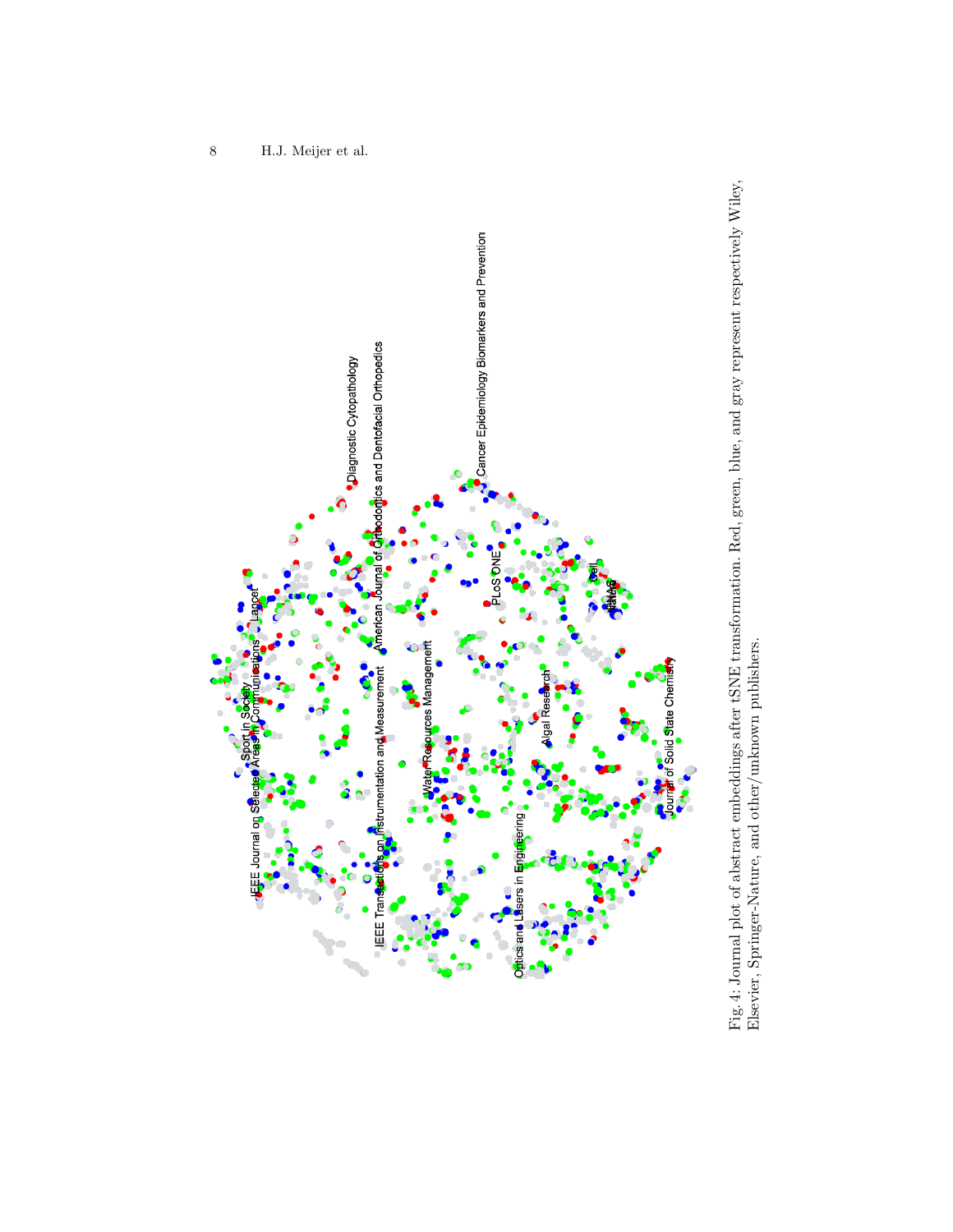Fig. 4: Journal plot of abstract embeddings after tSNE transformation. Red, green, blue, and gray represent respectively Wiley, Elsevier, Springer-Nature, and other/unknown publishers.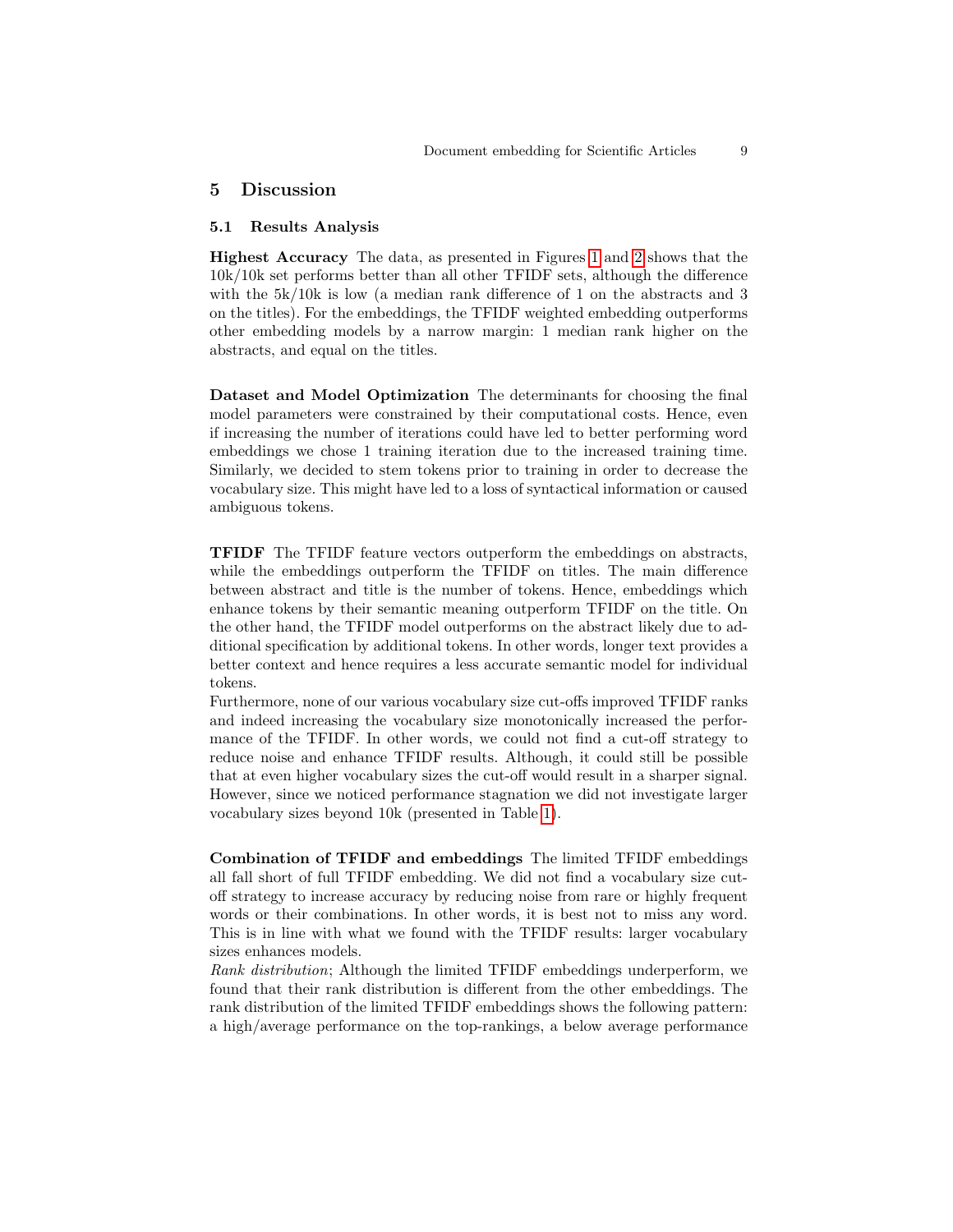# 5 Discussion

## 5.1 Results Analysis

**Highest Accuracy** The data, as presented in Figures 1 and 2 shows that the 10k/10k set performs better than all other TFIDF sets, although the difference with the 5k/10k is low (a median rank difference of 1 on the abstracts and 3 on the titles). For the embeddings, the TFIDF weighted embedding outperforms other embedding models by a narrow margin: 1 median rank higher on the abstracts, and equal on the titles.

**Dataset and Model Optimization** The determinants for choosing the final model parameters were constrained by their computational costs. Hence, even if increasing the number of iterations could have led to better performing word embeddings we chose 1 training iteration due to the increased training time. Similarly, we decided to stem tokens prior to training in order to decrease the vocabulary size. This might have led to a loss of syntactical information or caused ambiguous tokens.

**TFIDF** The TFIDF feature vectors outperform the embeddings on abstracts, while the embeddings outperform the TFIDF on titles. The main difference between abstract and title is the number of tokens. Hence, embeddings which enhance tokens by their semantic meaning outperform TFIDF on the title. On the other hand, the TFIDF model outperforms on the abstract likely due to additional specification by additional tokens. In other words, longer text provides a better context and hence requires a less accurate semantic model for individual tokens.
Furthermore, none of our various vocabulary size cut-offs improved TFIDF ranks and indeed increasing the vocabulary size monotonically increased the performance of the TFIDF. In other words, we could not find a cut-off strategy to reduce noise and enhance TFIDF results. Although, it could still be possible that at even higher vocabulary sizes the cut-off would result in a sharper signal. However, since we noticed performance stagnation we did not investigate larger vocabulary sizes beyond 10k (presented in Table 1).

**Combination of TFIDF and embeddings** The limited TFIDF embeddings all fall short of full TFIDF embedding. We did not find a vocabulary size cut-off strategy to increase accuracy by reducing noise from rare or highly frequent words or their combinations. In other words, it is best not to miss any word. This is in line with what we found with the TFIDF results: larger vocabulary sizes enhances models.
*Rank distribution*; Although the limited TFIDF embeddings underperform, we found that their rank distribution is different from the other embeddings. The rank distribution of the limited TFIDF embeddings shows the following pattern: a high/average performance on the top-rankings, a below average performance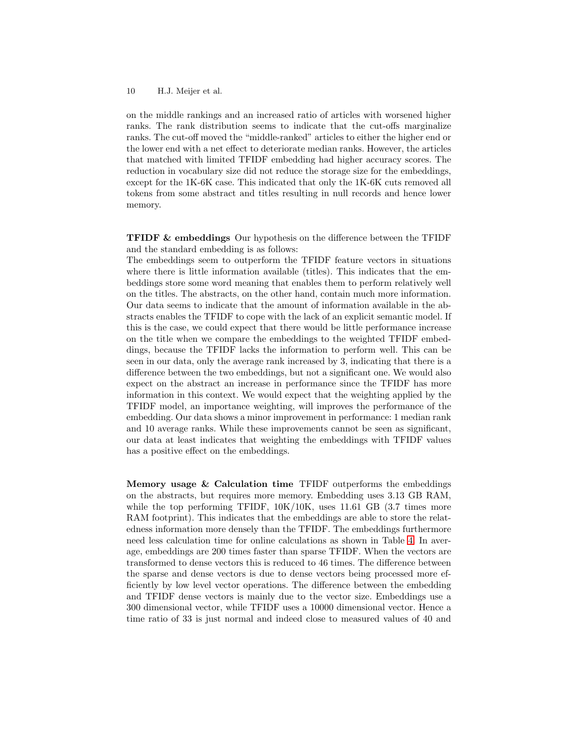on the middle rankings and an increased ratio of articles with worsened higher ranks. The rank distribution seems to indicate that the cut-offs marginalize ranks. The cut-off moved the "middle-ranked" articles to either the higher end or the lower end with a net effect to deteriorate median ranks. However, the articles that matched with limited TFIDF embedding had higher accuracy scores. The reduction in vocabulary size did not reduce the storage size for the embeddings, except for the 1K-6K case. This indicated that only the 1K-6K cuts removed all tokens from some abstract and titles resulting in null records and hence lower memory.

**TFIDF & embeddings** Our hypothesis on the difference between the TFIDF and the standard embedding is as follows:
The embeddings seem to outperform the TFIDF feature vectors in situations where there is little information available (titles). This indicates that the embeddings store some word meaning that enables them to perform relatively well on the titles. The abstracts, on the other hand, contain much more information. Our data seems to indicate that the amount of information available in the abstracts enables the TFIDF to cope with the lack of an explicit semantic model. If this is the case, we could expect that there would be little performance increase on the title when we compare the embeddings to the weighted TFIDF embeddings, because the TFIDF lacks the information to perform well. This can be seen in our data, only the average rank increased by 3, indicating that there is a difference between the two embeddings, but not a significant one. We would also expect on the abstract an increase in performance since the TFIDF has more information in this context. We would expect that the weighting applied by the TFIDF model, an importance weighting, will improves the performance of the embedding. Our data shows a minor improvement in performance: 1 median rank and 10 average ranks. While these improvements cannot be seen as significant, our data at least indicates that weighting the embeddings with TFIDF values has a positive effect on the embeddings.

**Memory usage & Calculation time** TFIDF outperforms the embeddings on the abstracts, but requires more memory. Embedding uses 3.13 GB RAM, while the top performing TFIDF, 10K/10K, uses 11.61 GB (3.7 times more RAM footprint). This indicates that the embeddings are able to store the relatedness information more densely than the TFIDF. The embeddings furthermore need less calculation time for online calculations as shown in Table 4. In average, embeddings are 200 times faster than sparse TFIDF. When the vectors are transformed to dense vectors this is reduced to 46 times. The difference between the sparse and dense vectors is due to dense vectors being processed more efficiently by low level vector operations. The difference between the embedding and TFIDF dense vectors is mainly due to the vector size. Embeddings use a 300 dimensional vector, while TFIDF uses a 10000 dimensional vector. Hence a time ratio of 33 is just normal and indeed close to measured values of 40 and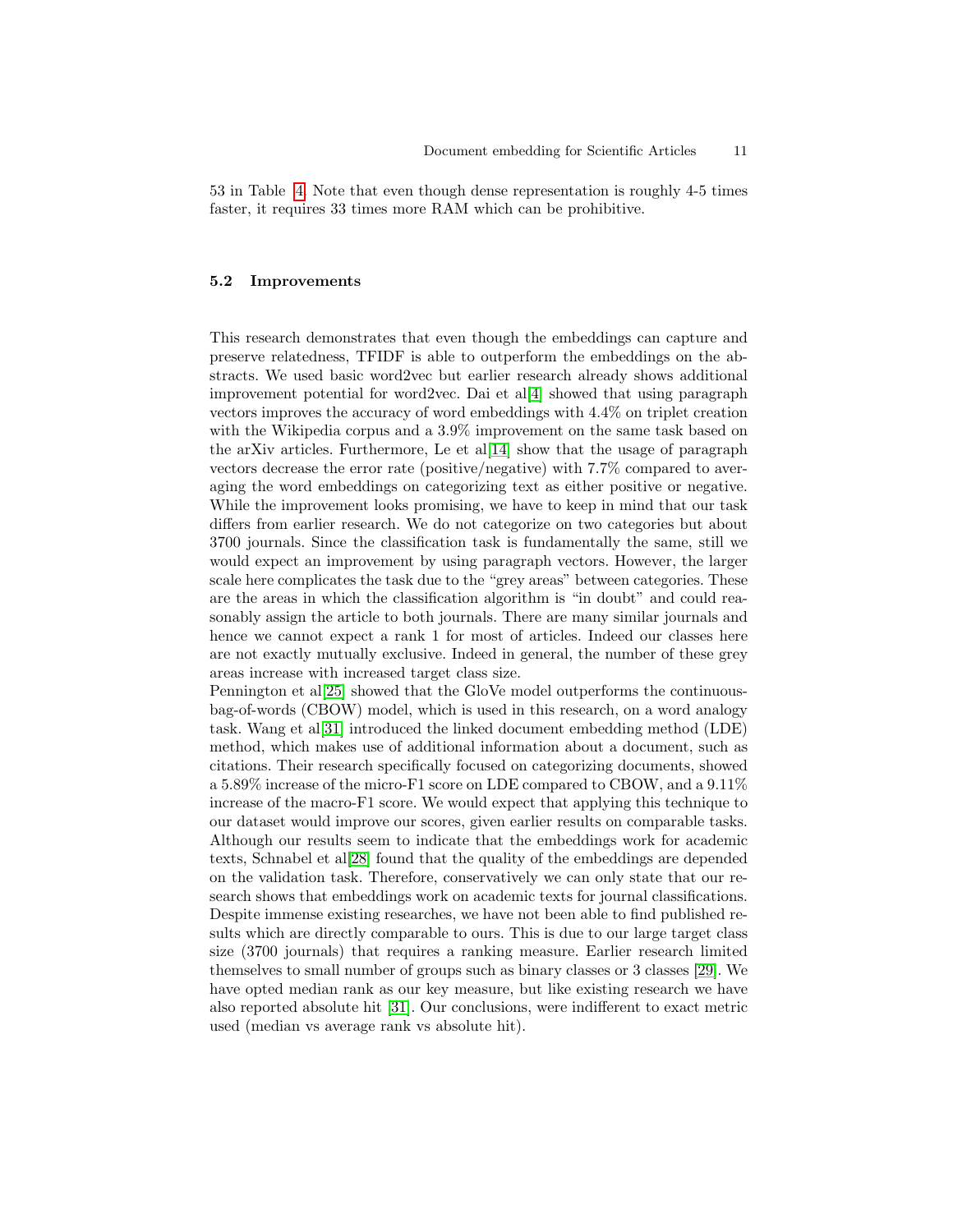53 in Table 4. Note that even though dense representation is roughly 4-5 times faster, it requires 33 times more RAM which can be prohibitive.

### 5.2 Improvements

This research demonstrates that even though the embeddings can capture and preserve relatedness, TFIDF is able to outperform the embeddings on the abstracts. We used basic word2vec but earlier research already shows additional improvement potential for word2vec. Dai et al[4] showed that using paragraph vectors improves the accuracy of word embeddings with 4.4% on triplet creation with the Wikipedia corpus and a 3.9% improvement on the same task based on the arXiv articles. Furthermore, Le et al[14] show that the usage of paragraph vectors decrease the error rate (positive/negative) with 7.7% compared to averaging the word embeddings on categorizing text as either positive or negative. While the improvement looks promising, we have to keep in mind that our task differs from earlier research. We do not categorize on two categories but about 3700 journals. Since the classification task is fundamentally the same, still we would expect an improvement by using paragraph vectors. However, the larger scale here complicates the task due to the "grey areas" between categories. These are the areas in which the classification algorithm is "in doubt" and could reasonably assign the article to both journals. There are many similar journals and hence we cannot expect a rank 1 for most of articles. Indeed our classes here are not exactly mutually exclusive. Indeed in general, the number of these grey areas increase with increased target class size.
Pennington et al[25] showed that the GloVe model outperforms the continuous-bag-of-words (CBOW) model, which is used in this research, on a word analogy task. Wang et al[31] introduced the linked document embedding method (LDE) method, which makes use of additional information about a document, such as citations. Their research specifically focused on categorizing documents, showed a 5.89% increase of the micro-F1 score on LDE compared to CBOW, and a 9.11% increase of the macro-F1 score. We would expect that applying this technique to our dataset would improve our scores, given earlier results on comparable tasks. Although our results seem to indicate that the embeddings work for academic texts, Schnabel et al[28] found that the quality of the embeddings are depended on the validation task. Therefore, conservatively we can only state that our research shows that embeddings work on academic texts for journal classifications. Despite immense existing researches, we have not been able to find published results which are directly comparable to ours. This is due to our large target class size (3700 journals) that requires a ranking measure. Earlier research limited themselves to small number of groups such as binary classes or 3 classes [29]. We have opted median rank as our key measure, but like existing research we have also reported absolute hit [31]. Our conclusions, were indifferent to exact metric used (median vs average rank vs absolute hit).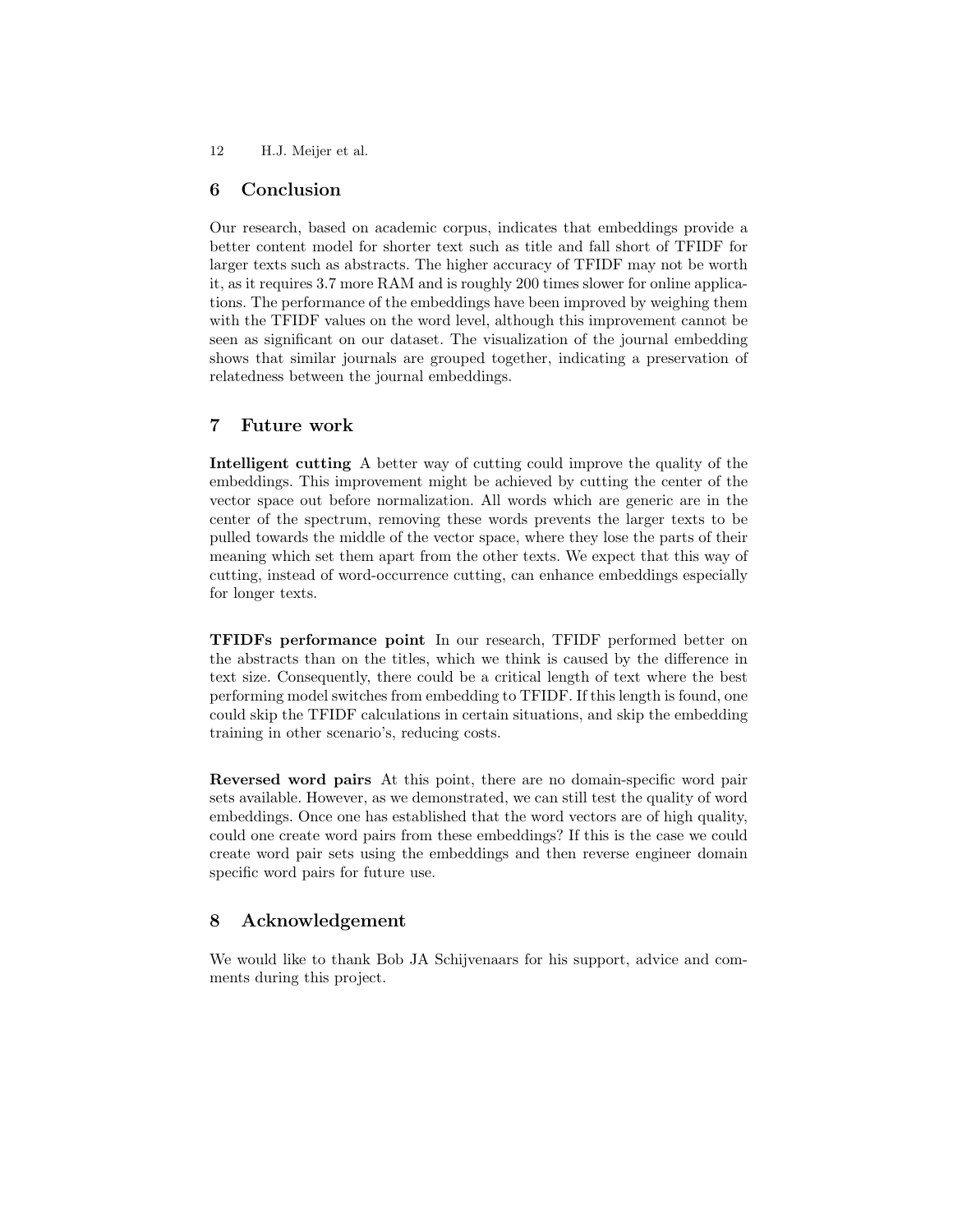## 6 Conclusion

Our research, based on academic corpus, indicates that embeddings provide a better content model for shorter text such as title and fall short of TFIDF for larger texts such as abstracts. The higher accuracy of TFIDF may not be worth it, as it requires 3.7 more RAM and is roughly 200 times slower for online applications. The performance of the embeddings have been improved by weighing them with the TFIDF values on the word level, although this improvement cannot be seen as significant on our dataset. The visualization of the journal embedding shows that similar journals are grouped together, indicating a preservation of relatedness between the journal embeddings.

## 7 Future work

**Intelligent cutting** A better way of cutting could improve the quality of the embeddings. This improvement might be achieved by cutting the center of the vector space out before normalization. All words which are generic are in the center of the spectrum, removing these words prevents the larger texts to be pulled towards the middle of the vector space, where they lose the parts of their meaning which set them apart from the other texts. We expect that this way of cutting, instead of word-occurrence cutting, can enhance embeddings especially for longer texts.

**TFIDFs performance point** In our research, TFIDF performed better on the abstracts than on the titles, which we think is caused by the difference in text size. Consequently, there could be a critical length of text where the best performing model switches from embedding to TFIDF. If this length is found, one could skip the TFIDF calculations in certain situations, and skip the embedding training in other scenario's, reducing costs.

**Reversed word pairs** At this point, there are no domain-specific word pair sets available. However, as we demonstrated, we can still test the quality of word embeddings. Once one has established that the word vectors are of high quality, could one create word pairs from these embeddings? If this is the case we could create word pair sets using the embeddings and then reverse engineer domain specific word pairs for future use.

## 8 Acknowledgement

We would like to thank Bob JA Schijvenaars for his support, advice and comments during this project.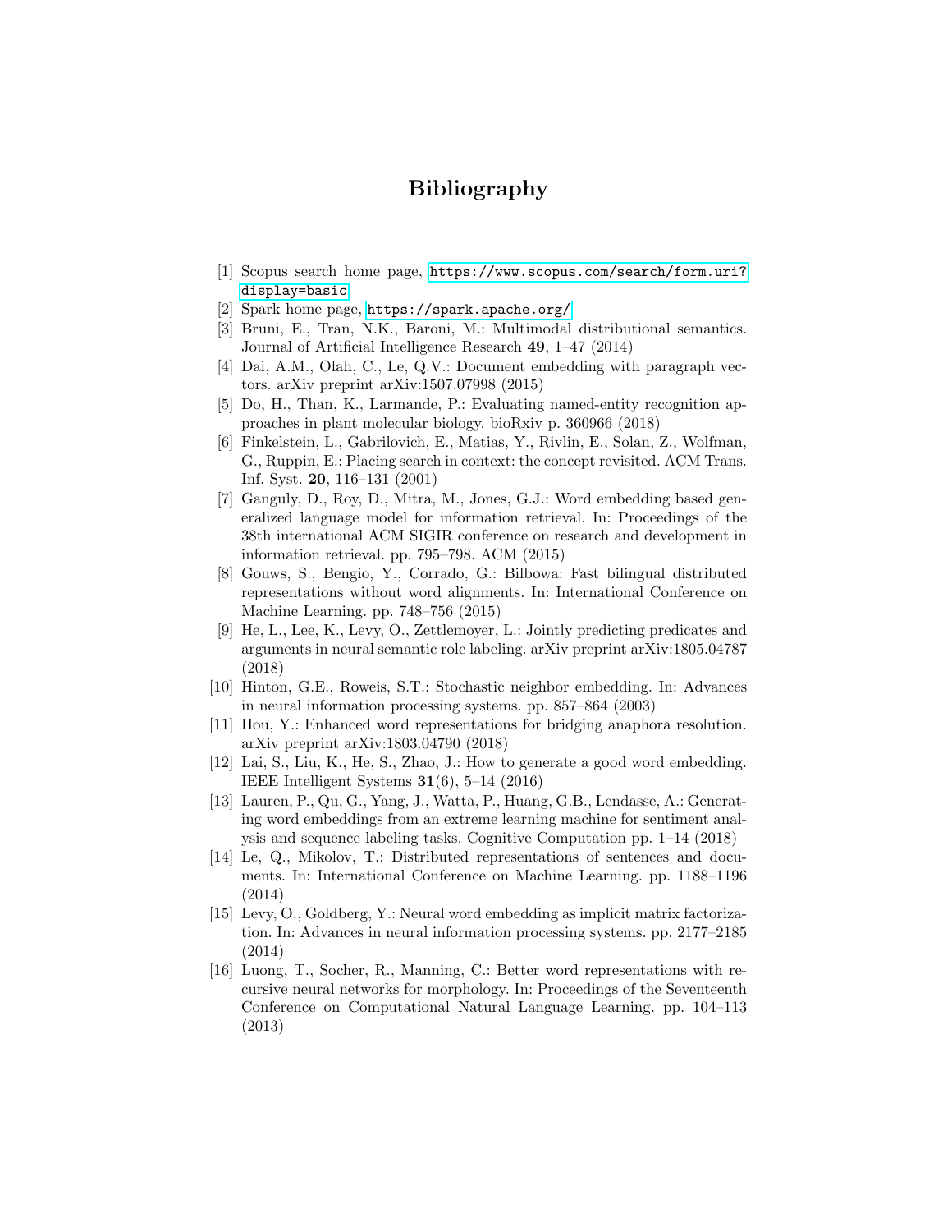# Bibliography

[1] Scopus search home page, https://www.scopus.com/search/form.uri?display=basic

[2] Spark home page, https://spark.apache.org/

[3] Bruni, E., Tran, N.K., Baroni, M.: Multimodal distributional semantics. Journal of Artificial Intelligence Research **49**, 1–47 (2014)

[4] Dai, A.M., Olah, C., Le, Q.V.: Document embedding with paragraph vectors. arXiv preprint arXiv:1507.07998 (2015)

[5] Do, H., Than, K., Larmande, P.: Evaluating named-entity recognition approaches in plant molecular biology. bioRxiv p. 360966 (2018)

[6] Finkelstein, L., Gabrilovich, E., Matias, Y., Rivlin, E., Solan, Z., Wolfman, G., Ruppin, E.: Placing search in context: the concept revisited. ACM Trans. Inf. Syst. **20**, 116–131 (2001)

[7] Ganguly, D., Roy, D., Mitra, M., Jones, G.J.: Word embedding based generalized language model for information retrieval. In: Proceedings of the 38th international ACM SIGIR conference on research and development in information retrieval. pp. 795–798. ACM (2015)

[8] Gouws, S., Bengio, Y., Corrado, G.: Bilbowa: Fast bilingual distributed representations without word alignments. In: International Conference on Machine Learning. pp. 748–756 (2015)

[9] He, L., Lee, K., Levy, O., Zettlemoyer, L.: Jointly predicting predicates and arguments in neural semantic role labeling. arXiv preprint arXiv:1805.04787 (2018)

[10] Hinton, G.E., Roweis, S.T.: Stochastic neighbor embedding. In: Advances in neural information processing systems. pp. 857–864 (2003)

[11] Hou, Y.: Enhanced word representations for bridging anaphora resolution. arXiv preprint arXiv:1803.04790 (2018)

[12] Lai, S., Liu, K., He, S., Zhao, J.: How to generate a good word embedding. IEEE Intelligent Systems **31**(6), 5–14 (2016)

[13] Lauren, P., Qu, G., Yang, J., Watta, P., Huang, G.B., Lendasse, A.: Generating word embeddings from an extreme learning machine for sentiment analysis and sequence labeling tasks. Cognitive Computation pp. 1–14 (2018)

[14] Le, Q., Mikolov, T.: Distributed representations of sentences and documents. In: International Conference on Machine Learning. pp. 1188–1196 (2014)

[15] Levy, O., Goldberg, Y.: Neural word embedding as implicit matrix factorization. In: Advances in neural information processing systems. pp. 2177–2185 (2014)

[16] Luong, T., Socher, R., Manning, C.: Better word representations with recursive neural networks for morphology. In: Proceedings of the Seventeenth Conference on Computational Natural Language Learning. pp. 104–113 (2013)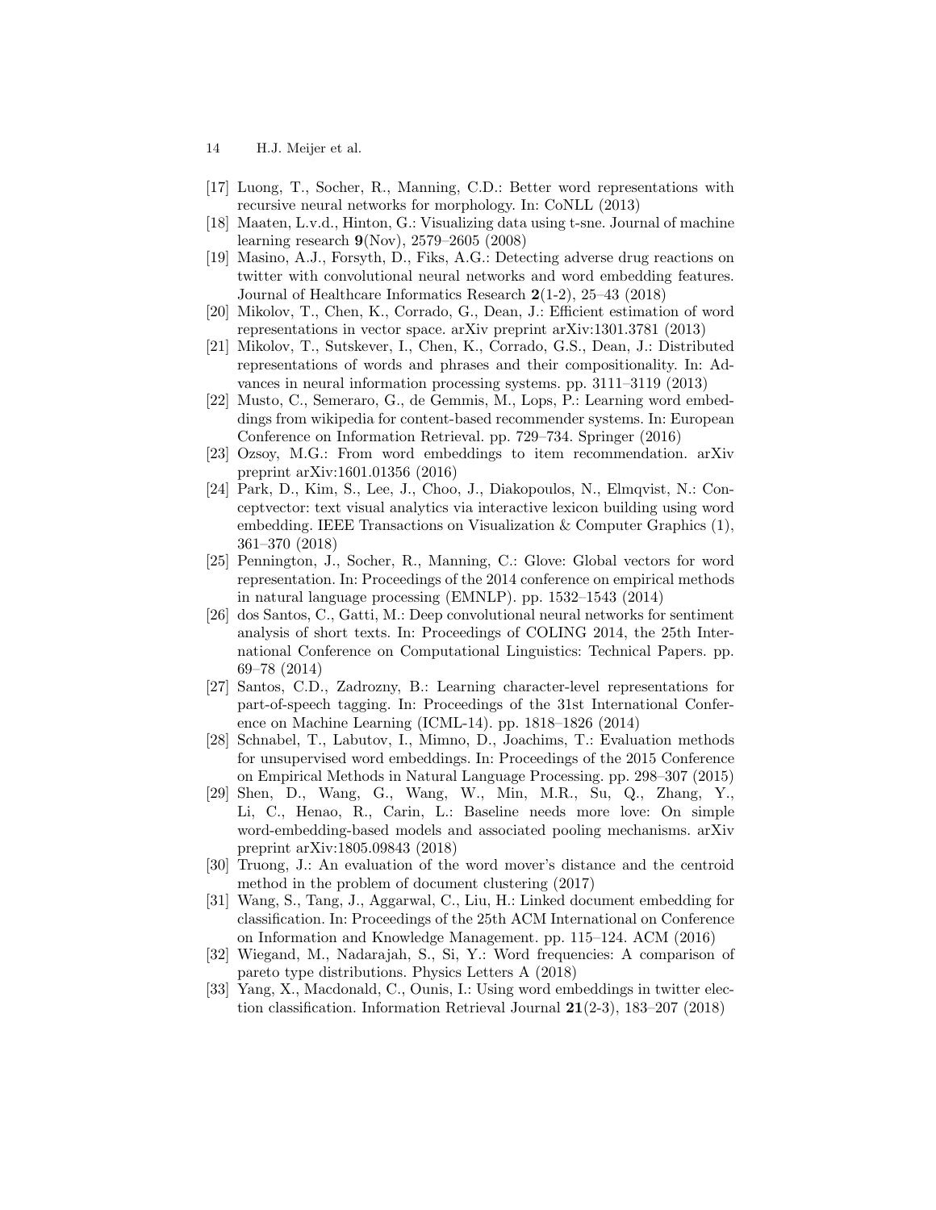[17] Luong, T., Socher, R., Manning, C.D.: Better word representations with recursive neural networks for morphology. In: CoNLL (2013)

[18] Maaten, L.v.d., Hinton, G.: Visualizing data using t-sne. Journal of machine learning research **9**(Nov), 2579–2605 (2008)

[19] Masino, A.J., Forsyth, D., Fiks, A.G.: Detecting adverse drug reactions on twitter with convolutional neural networks and word embedding features. Journal of Healthcare Informatics Research **2**(1-2), 25–43 (2018)

[20] Mikolov, T., Chen, K., Corrado, G., Dean, J.: Efficient estimation of word representations in vector space. arXiv preprint arXiv:1301.3781 (2013)

[21] Mikolov, T., Sutskever, I., Chen, K., Corrado, G.S., Dean, J.: Distributed representations of words and phrases and their compositionality. In: Advances in neural information processing systems. pp. 3111–3119 (2013)

[22] Musto, C., Semeraro, G., de Gemmis, M., Lops, P.: Learning word embeddings from wikipedia for content-based recommender systems. In: European Conference on Information Retrieval. pp. 729–734. Springer (2016)

[23] Ozsoy, M.G.: From word embeddings to item recommendation. arXiv preprint arXiv:1601.01356 (2016)

[24] Park, D., Kim, S., Lee, J., Choo, J., Diakopoulos, N., Elmqvist, N.: Conceptvector: text visual analytics via interactive lexicon building using word embedding. IEEE Transactions on Visualization & Computer Graphics (1), 361–370 (2018)

[25] Pennington, J., Socher, R., Manning, C.: Glove: Global vectors for word representation. In: Proceedings of the 2014 conference on empirical methods in natural language processing (EMNLP). pp. 1532–1543 (2014)

[26] dos Santos, C., Gatti, M.: Deep convolutional neural networks for sentiment analysis of short texts. In: Proceedings of COLING 2014, the 25th International Conference on Computational Linguistics: Technical Papers. pp. 69–78 (2014)

[27] Santos, C.D., Zadrozny, B.: Learning character-level representations for part-of-speech tagging. In: Proceedings of the 31st International Conference on Machine Learning (ICML-14). pp. 1818–1826 (2014)

[28] Schnabel, T., Labutov, I., Mimno, D., Joachims, T.: Evaluation methods for unsupervised word embeddings. In: Proceedings of the 2015 Conference on Empirical Methods in Natural Language Processing. pp. 298–307 (2015)

[29] Shen, D., Wang, G., Wang, W., Min, M.R., Su, Q., Zhang, Y., Li, C., Henao, R., Carin, L.: Baseline needs more love: On simple word-embedding-based models and associated pooling mechanisms. arXiv preprint arXiv:1805.09843 (2018)

[30] Truong, J.: An evaluation of the word mover's distance and the centroid method in the problem of document clustering (2017)

[31] Wang, S., Tang, J., Aggarwal, C., Liu, H.: Linked document embedding for classification. In: Proceedings of the 25th ACM International on Conference on Information and Knowledge Management. pp. 115–124. ACM (2016)

[32] Wiegand, M., Nadarajah, S., Si, Y.: Word frequencies: A comparison of pareto type distributions. Physics Letters A (2018)

[33] Yang, X., Macdonald, C., Ounis, I.: Using word embeddings in twitter election classification. Information Retrieval Journal **21**(2-3), 183–207 (2018)